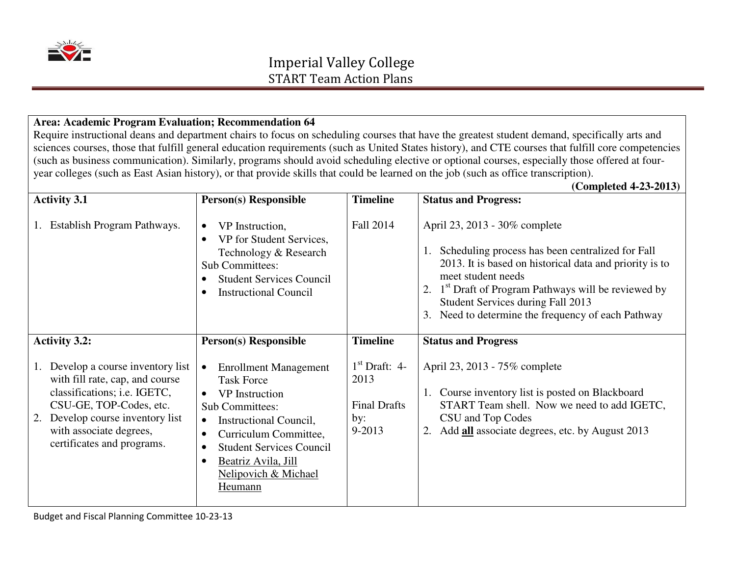# Imperial Valley College

## START Team Action Plans

**Area: Academic Program Evaluation; Recommendation 64**

Require instructional deans and department chairs to focus on scheduling courses that have the greatest student demand, specifically arts and sciences courses, those that fulfill general education requirements (such as United States history), and CTE courses that fulfill core competencies (such as business communication). Similarly, programs should avoid scheduling elective or optional courses, especially those offered at four-year colleges (such as East Asian history), or that provide skills that could be learned on the job (such as office transcription).

**(Completed 4-23-2013)**

| **Activity 3.1** | **Person(s) Responsible** | **Timeline** | **Status and Progress:** |
|---|---|---|---|
| 1. Establish Program Pathways. | • VP Instruction,<br>• VP for Student Services, Technology & Research<br>Sub Committees:<br>• Student Services Council<br>• Instructional Council | Fall 2014 | April 23, 2013 - 30% complete<br><br>1. Scheduling process has been centralized for Fall 2013. It is based on historical data and priority is to meet student needs<br>2. 1st Draft of Program Pathways will be reviewed by Student Services during Fall 2013<br>3. Need to determine the frequency of each Pathway |
| **Activity 3.2:** | **Person(s) Responsible** | **Timeline** | **Status and Progress** |
| 1. Develop a course inventory list with fill rate, cap, and course classifications; i.e. IGETC, CSU-GE, TOP-Codes, etc.<br>2. Develop course inventory list with associate degrees, certificates and programs. | • Enrollment Management Task Force<br>• VP Instruction<br>Sub Committees:<br>• Instructional Council,<br>• Curriculum Committee,<br>• Student Services Council<br>• Beatriz Avila, Jill Nelipovich & Michael Heumann | 1st Draft: 4-2013<br><br>Final Drafts by:<br>9-2013 | April 23, 2013 - 75% complete<br><br>1. Course inventory list is posted on Blackboard START Team shell. Now we need to add IGETC, CSU and Top Codes<br>2. Add **all** associate degrees, etc. by August 2013 |

Budget and Fiscal Planning Committee 10-23-13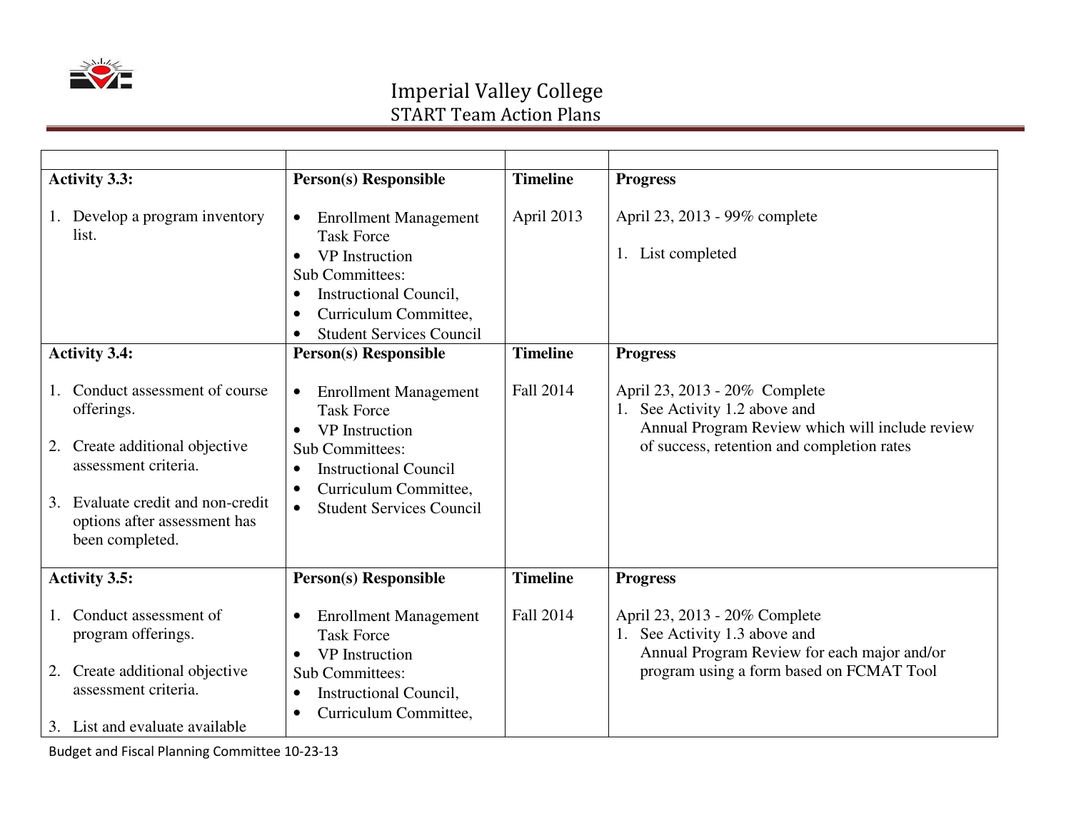# Imperial Valley College

## START Team Action Plans

| | | | |
|---|---|---|---|
| **Activity 3.3:**<br><br>1. Develop a program inventory list. | **Person(s) Responsible**<br><br>• Enrollment Management Task Force<br>• VP Instruction<br>Sub Committees:<br>• Instructional Council,<br>• Curriculum Committee,<br>• Student Services Council | **Timeline**<br><br>April 2013 | **Progress**<br><br>April 23, 2013 - 99% complete<br><br>1. List completed |
| **Activity 3.4:**<br><br>1. Conduct assessment of course offerings.<br><br>2. Create additional objective assessment criteria.<br><br>3. Evaluate credit and non-credit options after assessment has been completed. | **Person(s) Responsible**<br><br>• Enrollment Management Task Force<br>• VP Instruction<br>Sub Committees:<br>• Instructional Council<br>• Curriculum Committee,<br>• Student Services Council | **Timeline**<br><br>Fall 2014 | **Progress**<br><br>April 23, 2013 - 20% Complete<br>1. See Activity 1.2 above and Annual Program Review which will include review of success, retention and completion rates |
| **Activity 3.5:**<br><br>1. Conduct assessment of program offerings.<br><br>2. Create additional objective assessment criteria.<br><br>3. List and evaluate available | **Person(s) Responsible**<br><br>• Enrollment Management Task Force<br>• VP Instruction<br>Sub Committees:<br>• Instructional Council,<br>• Curriculum Committee, | **Timeline**<br><br>Fall 2014 | **Progress**<br><br>April 23, 2013 - 20% Complete<br>1. See Activity 1.3 above and Annual Program Review for each major and/or program using a form based on FCMAT Tool |

Budget and Fiscal Planning Committee 10-23-13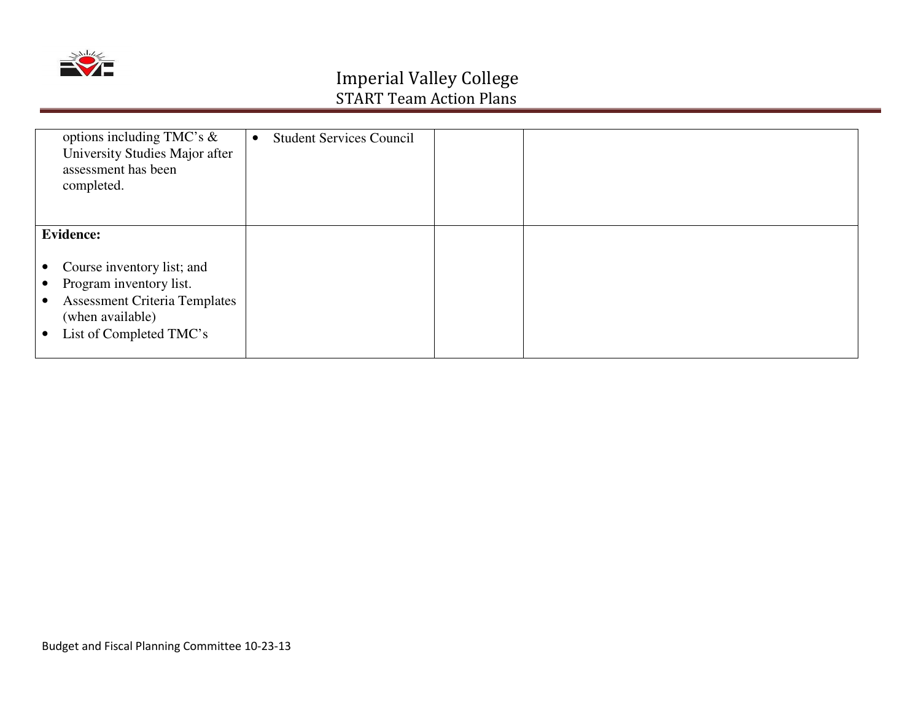| | | | |
|---|---|---|---|
| options including TMC's & University Studies Major after assessment has been completed. | • Student Services Council | | |
| **Evidence:**<br><br>• Course inventory list; and<br>• Program inventory list.<br>• Assessment Criteria Templates (when available)<br>• List of Completed TMC's | | | |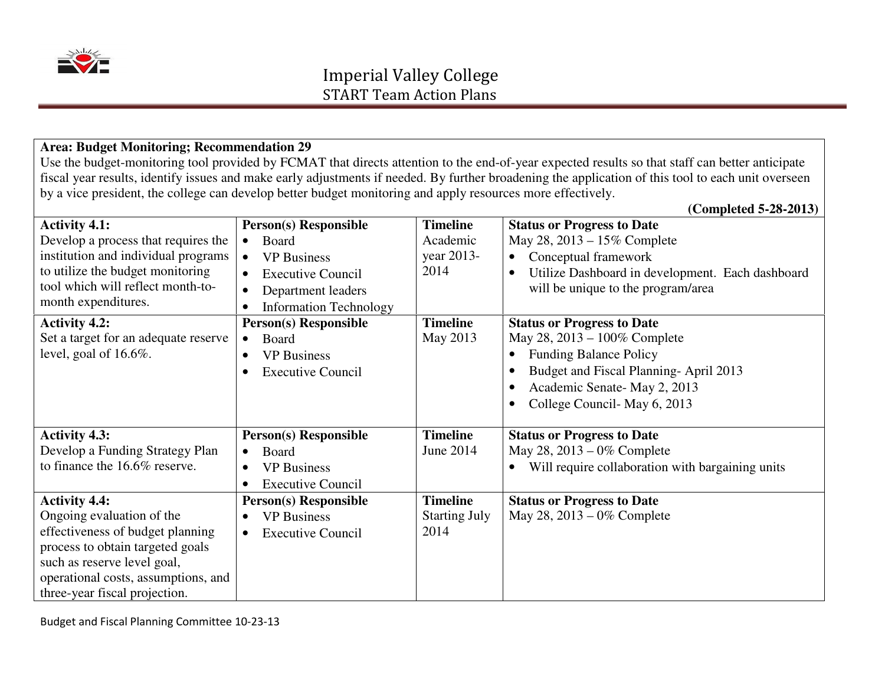# Imperial Valley College

## START Team Action Plans

**Area: Budget Monitoring; Recommendation 29**

Use the budget-monitoring tool provided by FCMAT that directs attention to the end-of-year expected results so that staff can better anticipate fiscal year results, identify issues and make early adjustments if needed. By further broadening the application of this tool to each unit overseen by a vice president, the college can develop better budget monitoring and apply resources more effectively.

**(Completed 5-28-2013)**

| Activity | Person(s) Responsible | Timeline | Status or Progress to Date |
|---|---|---|---|
| **Activity 4.1:** Develop a process that requires the institution and individual programs to utilize the budget monitoring tool which will reflect month-to-month expenditures. | • Board<br>• VP Business<br>• Executive Council<br>• Department leaders<br>• Information Technology | Academic year 2013-2014 | May 28, 2013 – 15% Complete<br>• Conceptual framework<br>• Utilize Dashboard in development. Each dashboard will be unique to the program/area |
| **Activity 4.2:** Set a target for an adequate reserve level, goal of 16.6%. | • Board<br>• VP Business<br>• Executive Council | May 2013 | May 28, 2013 – 100% Complete<br>• Funding Balance Policy<br>• Budget and Fiscal Planning- April 2013<br>• Academic Senate- May 2, 2013<br>• College Council- May 6, 2013 |
| **Activity 4.3:** Develop a Funding Strategy Plan to finance the 16.6% reserve. | • Board<br>• VP Business<br>• Executive Council | June 2014 | May 28, 2013 – 0% Complete<br>• Will require collaboration with bargaining units |
| **Activity 4.4:** Ongoing evaluation of the effectiveness of budget planning process to obtain targeted goals such as reserve level goal, operational costs, assumptions, and three-year fiscal projection. | • VP Business<br>• Executive Council | Starting July 2014 | May 28, 2013 – 0% Complete |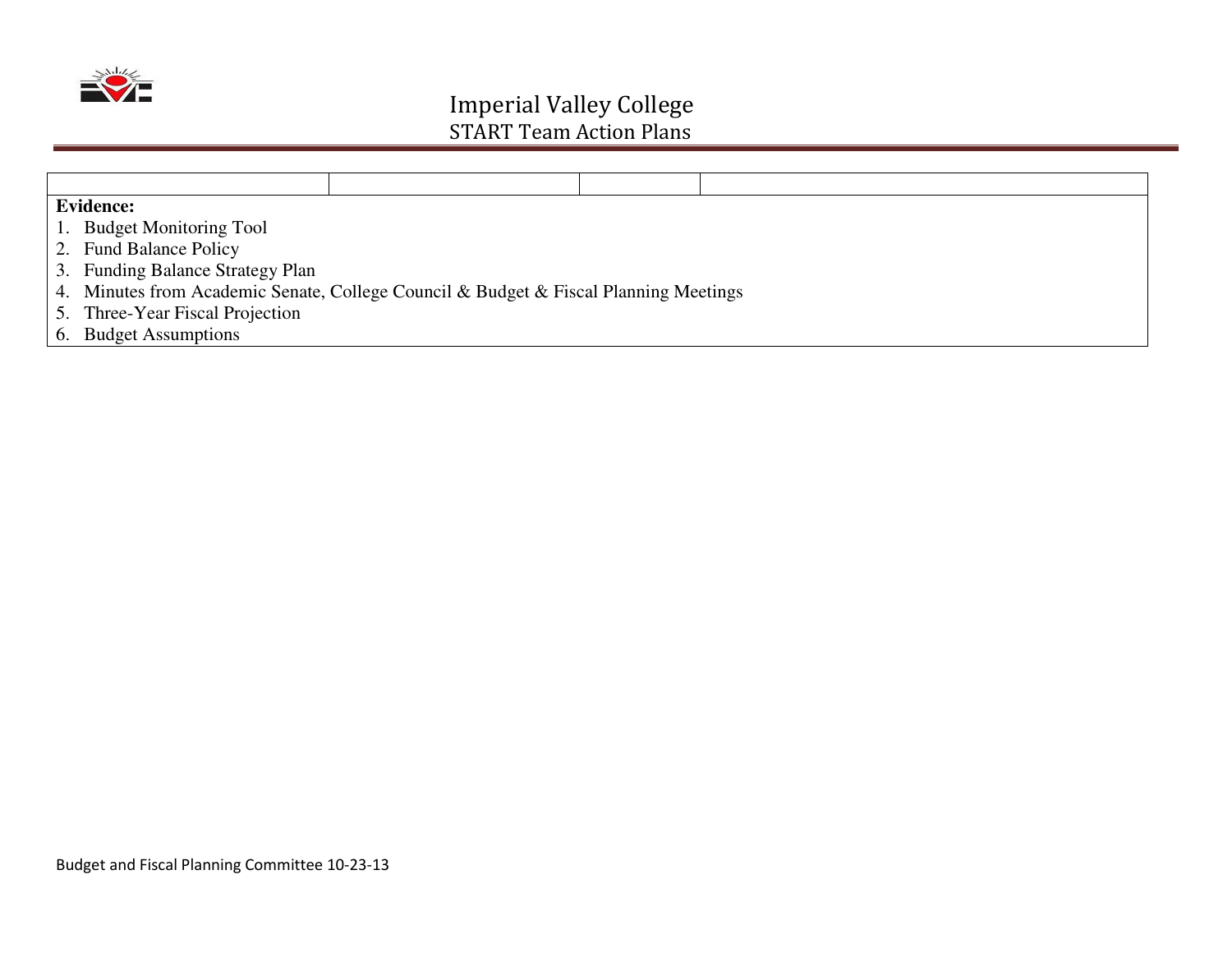| | | | |
|---|---|---|---|
| **Evidence:**<br>1. Budget Monitoring Tool<br>2. Fund Balance Policy<br>3. Funding Balance Strategy Plan<br>4. Minutes from Academic Senate, College Council & Budget & Fiscal Planning Meetings<br>5. Three-Year Fiscal Projection<br>6. Budget Assumptions | | | |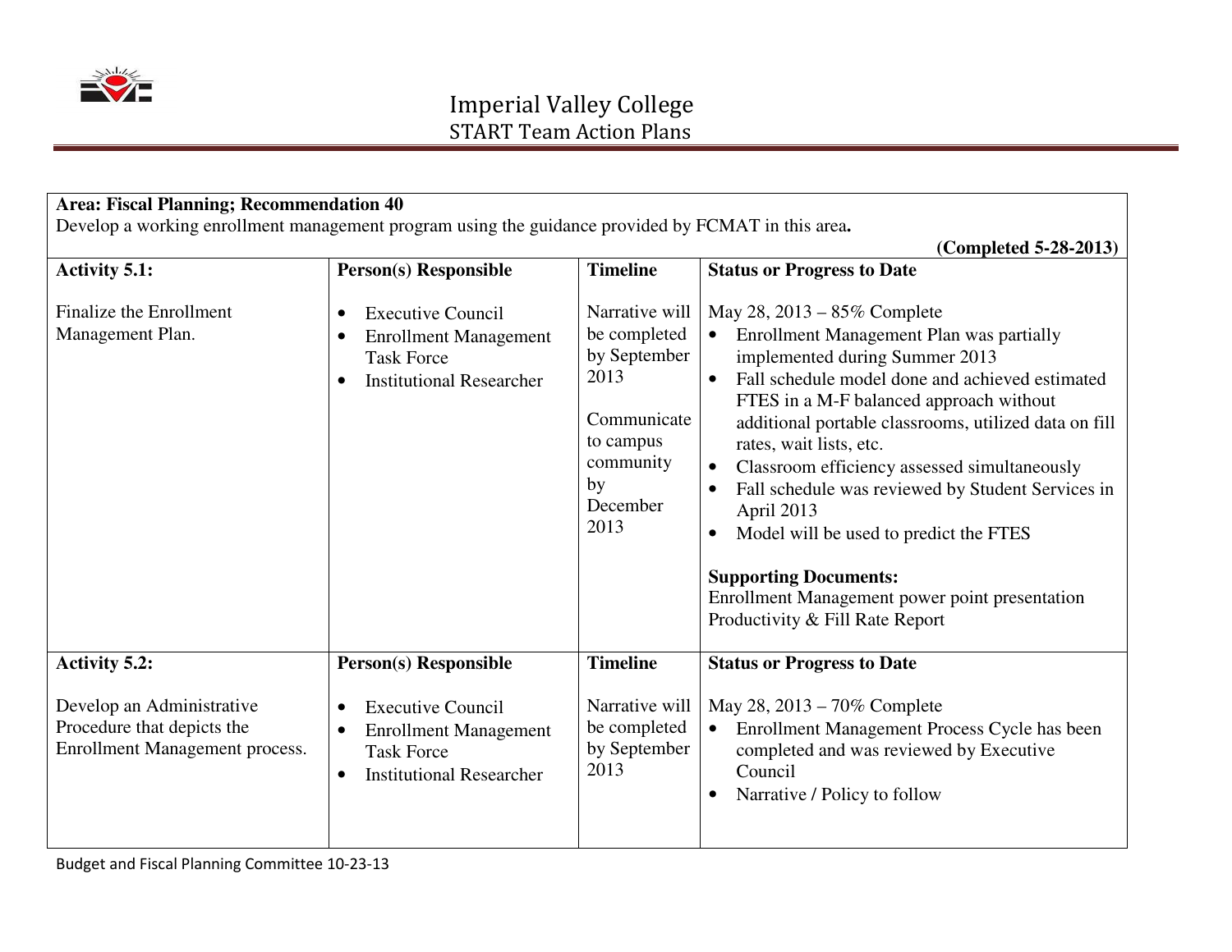# Imperial Valley College
## START Team Action Plans

**Area: Fiscal Planning; Recommendation 40**
Develop a working enrollment management program using the guidance provided by FCMAT in this area**.**

**(Completed 5-28-2013)**

| **Activity 5.1:** | **Person(s) Responsible** | **Timeline** | **Status or Progress to Date** |
|---|---|---|---|
| Finalize the Enrollment Management Plan. | • Executive Council<br>• Enrollment Management Task Force<br>• Institutional Researcher | Narrative will be completed by September 2013<br><br>Communicate to campus community by December 2013 | May 28, 2013 – 85% Complete<br>• Enrollment Management Plan was partially implemented during Summer 2013<br>• Fall schedule model done and achieved estimated FTES in a M-F balanced approach without additional portable classrooms, utilized data on fill rates, wait lists, etc.<br>• Classroom efficiency assessed simultaneously<br>• Fall schedule was reviewed by Student Services in April 2013<br>• Model will be used to predict the FTES<br><br>**Supporting Documents:**<br>Enrollment Management power point presentation<br>Productivity & Fill Rate Report |
| **Activity 5.2:** | **Person(s) Responsible** | **Timeline** | **Status or Progress to Date** |
| Develop an Administrative Procedure that depicts the Enrollment Management process. | • Executive Council<br>• Enrollment Management Task Force<br>• Institutional Researcher | Narrative will be completed by September 2013 | May 28, 2013 – 70% Complete<br>• Enrollment Management Process Cycle has been completed and was reviewed by Executive Council<br>• Narrative / Policy to follow |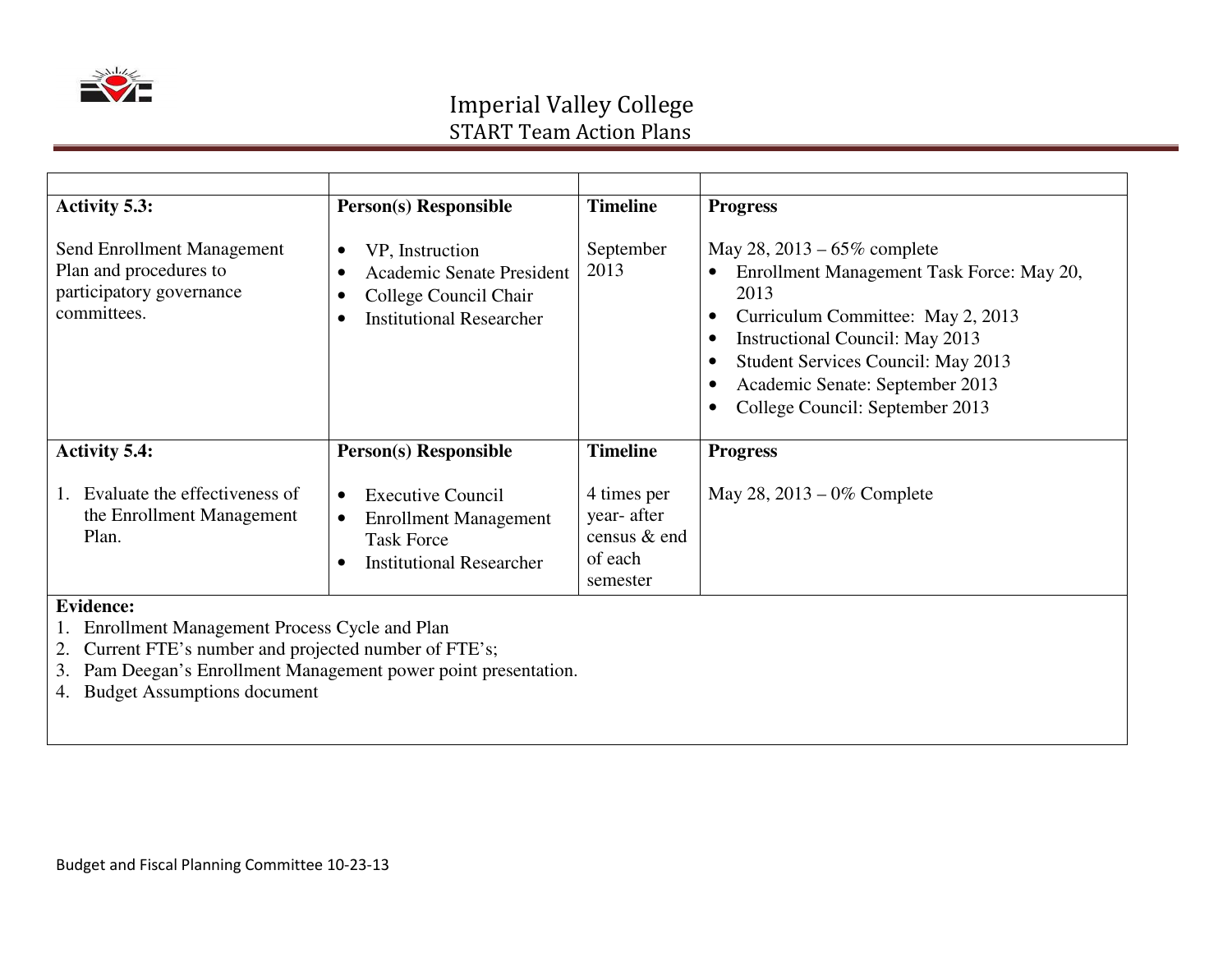# Imperial Valley College

## START Team Action Plans

| | | | |
|---|---|---|---|
| **Activity 5.3:**<br><br>Send Enrollment Management Plan and procedures to participatory governance committees. | **Person(s) Responsible**<br><br>• VP, Instruction<br>• Academic Senate President<br>• College Council Chair<br>• Institutional Researcher | **Timeline**<br><br>September 2013 | **Progress**<br><br>May 28, 2013 – 65% complete<br>• Enrollment Management Task Force: May 20, 2013<br>• Curriculum Committee: May 2, 2013<br>• Instructional Council: May 2013<br>• Student Services Council: May 2013<br>• Academic Senate: September 2013<br>• College Council: September 2013 |
| **Activity 5.4:**<br><br>1. Evaluate the effectiveness of the Enrollment Management Plan. | **Person(s) Responsible**<br><br>• Executive Council<br>• Enrollment Management Task Force<br>• Institutional Researcher | **Timeline**<br><br>4 times per year- after census & end of each semester | **Progress**<br><br>May 28, 2013 – 0% Complete |
| **Evidence:**<br>1. Enrollment Management Process Cycle and Plan<br>2. Current FTE's number and projected number of FTE's;<br>3. Pam Deegan's Enrollment Management power point presentation.<br>4. Budget Assumptions document | | | |

Budget and Fiscal Planning Committee 10-23-13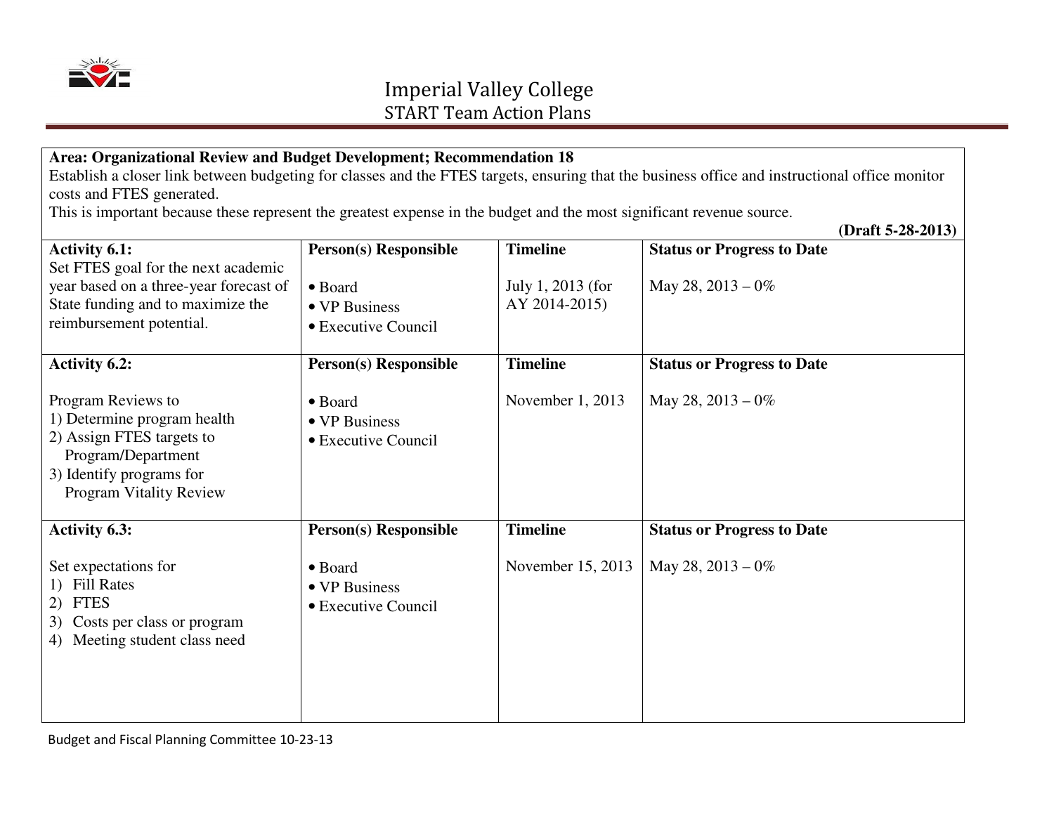# Imperial Valley College
## START Team Action Plans

**Area: Organizational Review and Budget Development; Recommendation 18**

Establish a closer link between budgeting for classes and the FTES targets, ensuring that the business office and instructional office monitor costs and FTES generated.

This is important because these represent the greatest expense in the budget and the most significant revenue source.

**(Draft 5-28-2013)**

| Activity | Person(s) Responsible | Timeline | Status or Progress to Date |
|---|---|---|---|
| **Activity 6.1:**<br>Set FTES goal for the next academic year based on a three-year forecast of State funding and to maximize the reimbursement potential. | • Board<br>• VP Business<br>• Executive Council | July 1, 2013 (for AY 2014-2015) | May 28, 2013 – 0% |
| **Activity 6.2:**<br>Program Reviews to<br>1) Determine program health<br>2) Assign FTES targets to Program/Department<br>3) Identify programs for Program Vitality Review | • Board<br>• VP Business<br>• Executive Council | November 1, 2013 | May 28, 2013 – 0% |
| **Activity 6.3:**<br>Set expectations for<br>1) Fill Rates<br>2) FTES<br>3) Costs per class or program<br>4) Meeting student class need | • Board<br>• VP Business<br>• Executive Council | November 15, 2013 | May 28, 2013 – 0% |

Budget and Fiscal Planning Committee 10-23-13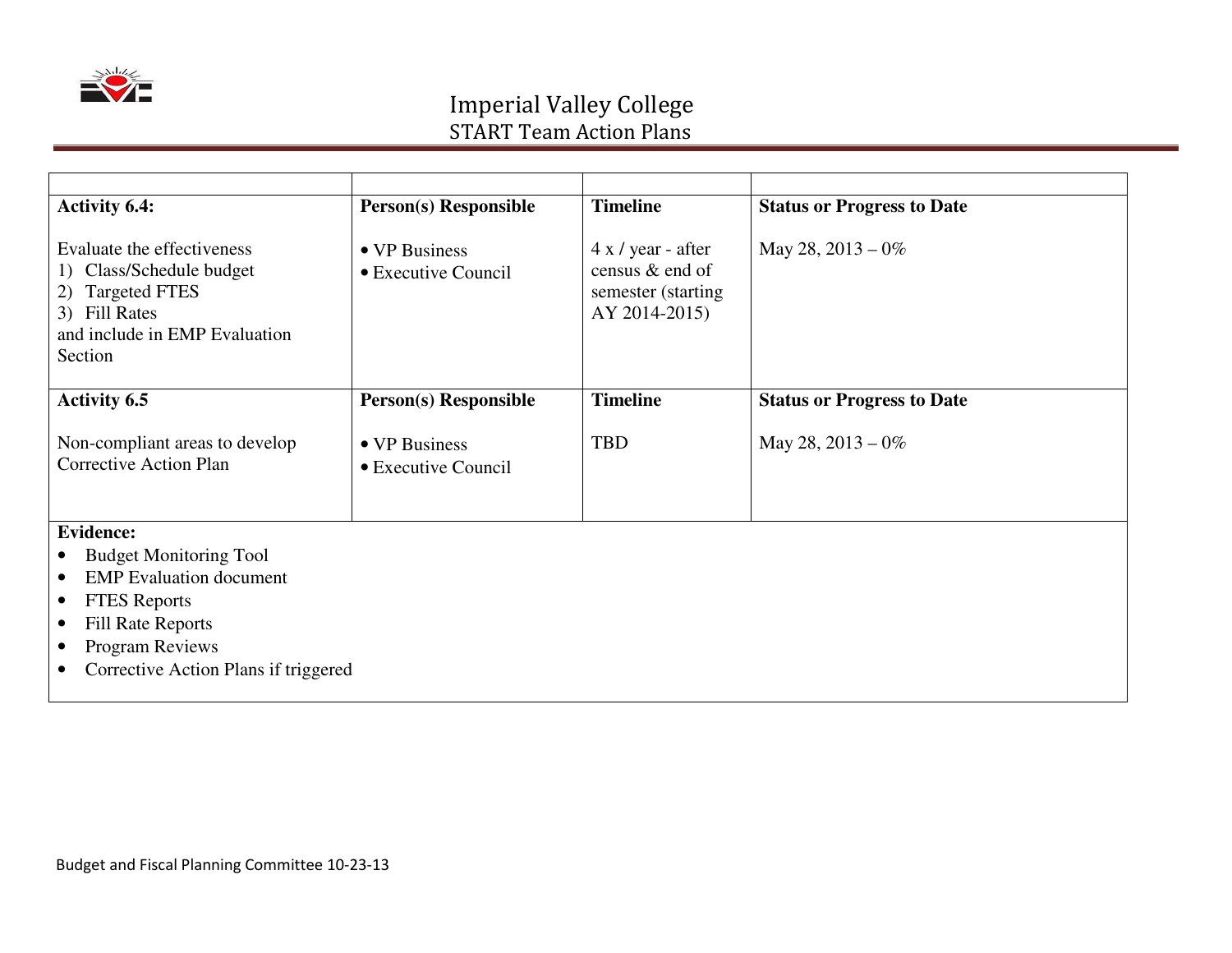# Imperial Valley College
## START Team Action Plans

| | | | |
|---|---|---|---|
| **Activity 6.4:**<br><br>Evaluate the effectiveness<br>1) Class/Schedule budget<br>2) Targeted FTES<br>3) Fill Rates<br>and include in EMP Evaluation Section | **Person(s) Responsible**<br><br>• VP Business<br>• Executive Council | **Timeline**<br><br>4 x / year - after census & end of semester (starting AY 2014-2015) | **Status or Progress to Date**<br><br>May 28, 2013 – 0% |
| **Activity 6.5**<br><br>Non-compliant areas to develop Corrective Action Plan | **Person(s) Responsible**<br><br>• VP Business<br>• Executive Council | **Timeline**<br><br>TBD | **Status or Progress to Date**<br><br>May 28, 2013 – 0% |

**Evidence:**

- Budget Monitoring Tool
- EMP Evaluation document
- FTES Reports
- Fill Rate Reports
- Program Reviews
- Corrective Action Plans if triggered

Budget and Fiscal Planning Committee 10-23-13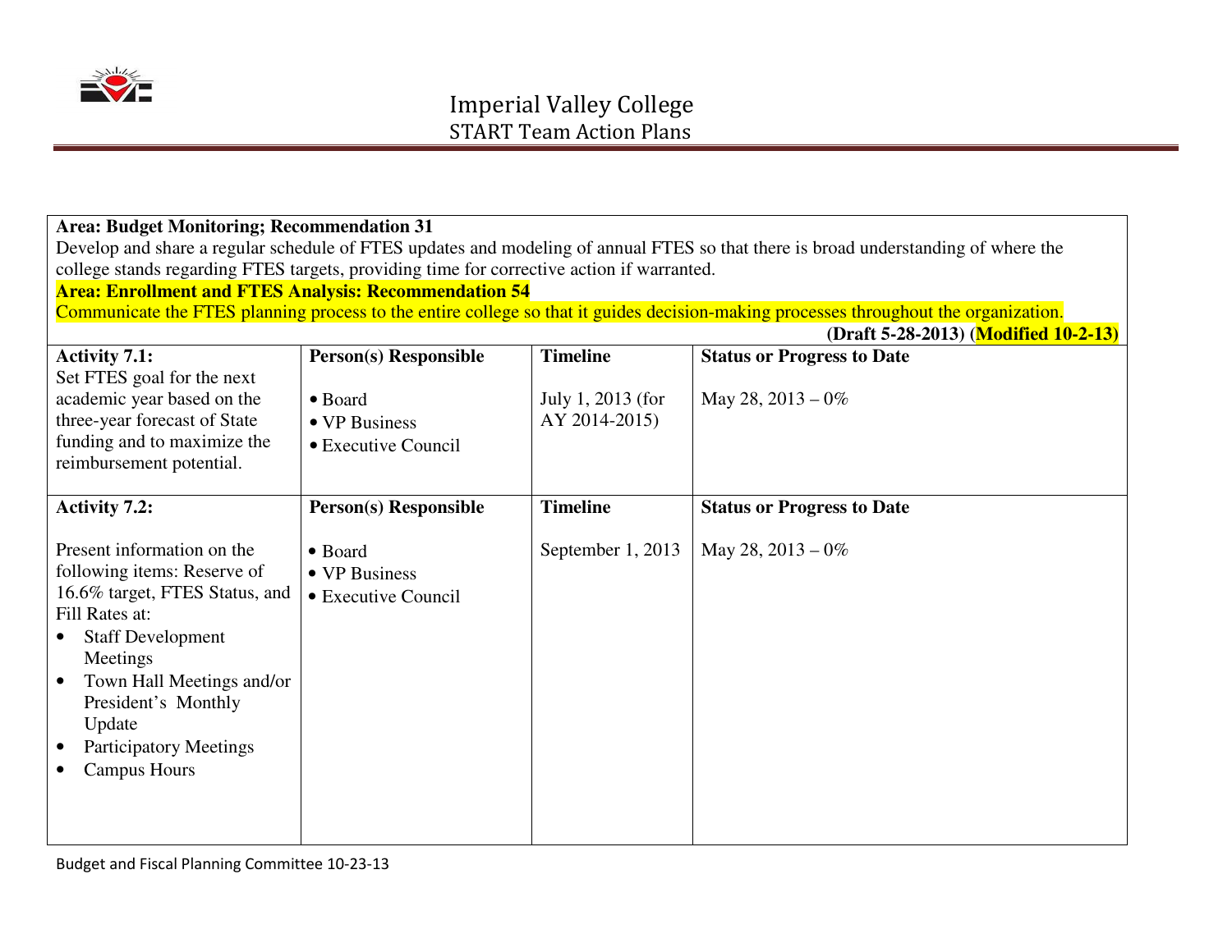# Imperial Valley College
## START Team Action Plans

**Area: Budget Monitoring; Recommendation 31**
Develop and share a regular schedule of FTES updates and modeling of annual FTES so that there is broad understanding of where the college stands regarding FTES targets, providing time for corrective action if warranted.

**Area: Enrollment and FTES Analysis: Recommendation 54**
Communicate the FTES planning process to the entire college so that it guides decision-making processes throughout the organization.

**(Draft 5-28-2013) (Modified 10-2-13)**

| Activity | Person(s) Responsible | Timeline | Status or Progress to Date |
|---|---|---|---|
| **Activity 7.1:** Set FTES goal for the next academic year based on the three-year forecast of State funding and to maximize the reimbursement potential. | • Board<br>• VP Business<br>• Executive Council | July 1, 2013 (for AY 2014-2015) | May 28, 2013 – 0% |
| **Activity 7.2:** Present information on the following items: Reserve of 16.6% target, FTES Status, and Fill Rates at:<br>• Staff Development Meetings<br>• Town Hall Meetings and/or President's Monthly Update<br>• Participatory Meetings<br>• Campus Hours | • Board<br>• VP Business<br>• Executive Council | September 1, 2013 | May 28, 2013 – 0% |

Budget and Fiscal Planning Committee 10-23-13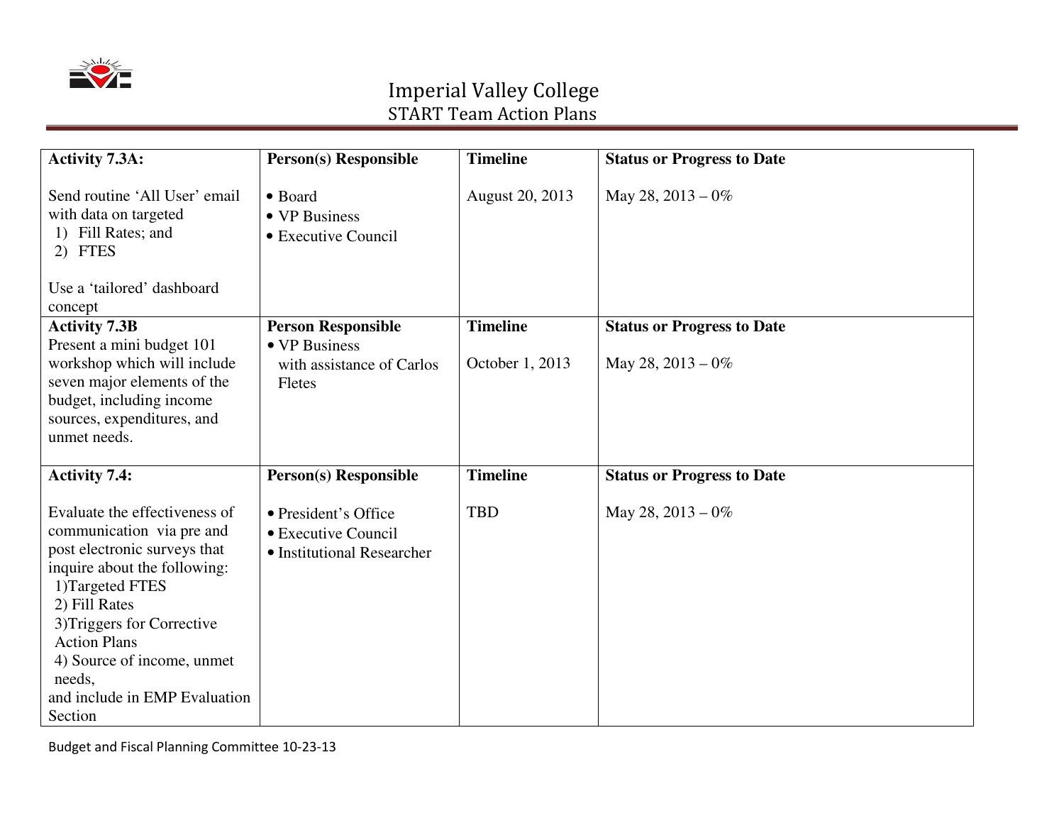# Imperial Valley College
## START Team Action Plans

| Activity 7.3A: | Person(s) Responsible | Timeline | Status or Progress to Date |
|---|---|---|---|
| Send routine 'All User' email with data on targeted<br>1) Fill Rates; and<br>2) FTES<br><br>Use a 'tailored' dashboard concept | • Board<br>• VP Business<br>• Executive Council | August 20, 2013 | May 28, 2013 – 0% |
| **Activity 7.3B**<br>Present a mini budget 101 workshop which will include seven major elements of the budget, including income sources, expenditures, and unmet needs. | **Person Responsible**<br>• VP Business with assistance of Carlos Fletes | **Timeline**<br><br>October 1, 2013 | **Status or Progress to Date**<br><br>May 28, 2013 – 0% |
| **Activity 7.4:**<br><br>Evaluate the effectiveness of communication via pre and post electronic surveys that inquire about the following:<br>1)Targeted FTES<br>2) Fill Rates<br>3)Triggers for Corrective Action Plans<br>4) Source of income, unmet needs,<br>and include in EMP Evaluation Section | **Person(s) Responsible**<br><br>• President's Office<br>• Executive Council<br>• Institutional Researcher | **Timeline**<br><br>TBD | **Status or Progress to Date**<br><br>May 28, 2013 – 0% |

Budget and Fiscal Planning Committee 10-23-13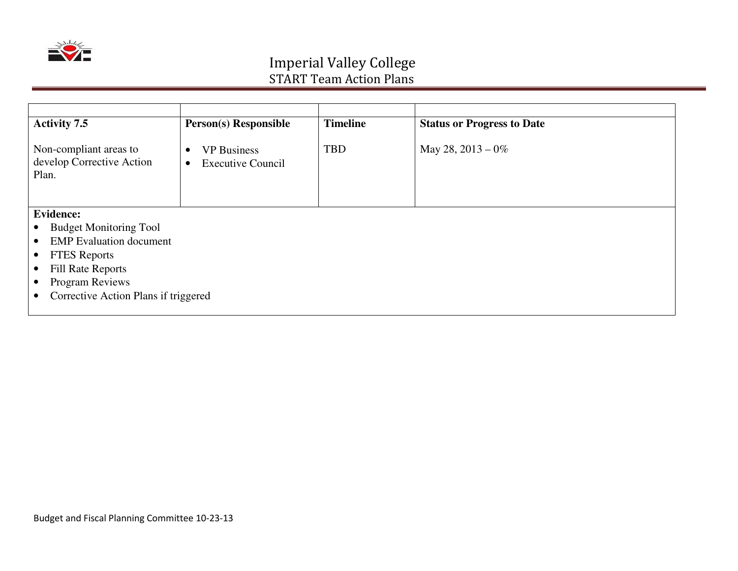| | | | |
|---|---|---|---|
| **Activity 7.5**<br><br>Non-compliant areas to develop Corrective Action Plan. | **Person(s) Responsible**<br><br>• VP Business<br>• Executive Council | **Timeline**<br><br>TBD | **Status or Progress to Date**<br><br>May 28, 2013 – 0% |
| **Evidence:**<br>• Budget Monitoring Tool<br>• EMP Evaluation document<br>• FTES Reports<br>• Fill Rate Reports<br>• Program Reviews<br>• Corrective Action Plans if triggered | | | |